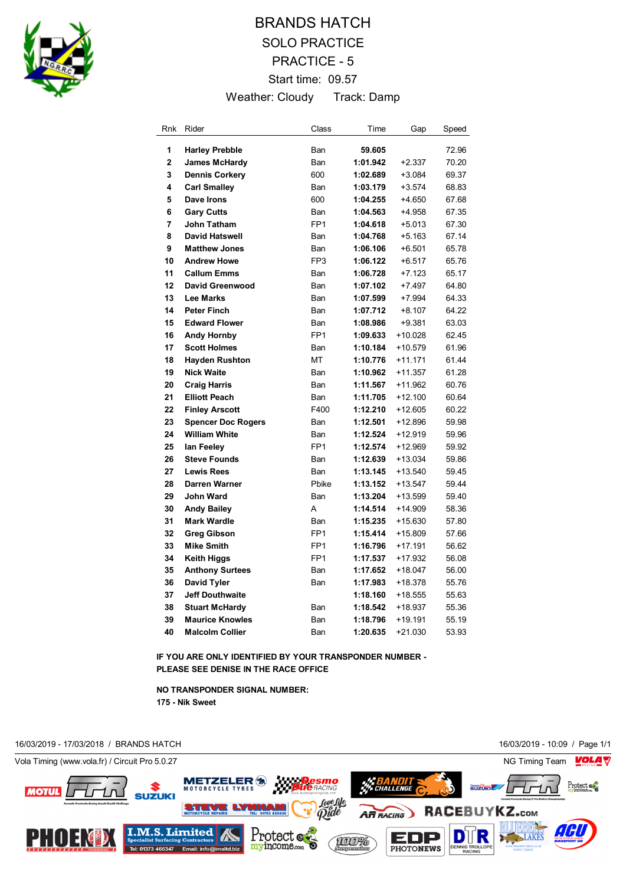# BRANDS HATCH

## SOLO PRACTICE

## PRACTICE - 5

Start time: 09.57

Weather: Cloudy    Track: Damp

| Rnk | Rider | Class | Time | Gap | Speed |
|---|---|---|---|---|---|
| 1 | **Harley Prebble** | Ban | **59.605** | | 72.96 |
| 2 | **James McHardy** | Ban | **1:01.942** | +2.337 | 70.20 |
| 3 | **Dennis Corkery** | 600 | **1:02.689** | +3.084 | 69.37 |
| 4 | **Carl Smalley** | Ban | **1:03.179** | +3.574 | 68.83 |
| 5 | **Dave Irons** | 600 | **1:04.255** | +4.650 | 67.68 |
| 6 | **Gary Cutts** | Ban | **1:04.563** | +4.958 | 67.35 |
| 7 | **John Tatham** | FP1 | **1:04.618** | +5.013 | 67.30 |
| 8 | **David Hatswell** | Ban | **1:04.768** | +5.163 | 67.14 |
| 9 | **Matthew Jones** | Ban | **1:06.106** | +6.501 | 65.78 |
| 10 | **Andrew Howe** | FP3 | **1:06.122** | +6.517 | 65.76 |
| 11 | **Callum Emms** | Ban | **1:06.728** | +7.123 | 65.17 |
| 12 | **David Greenwood** | Ban | **1:07.102** | +7.497 | 64.80 |
| 13 | **Lee Marks** | Ban | **1:07.599** | +7.994 | 64.33 |
| 14 | **Peter Finch** | Ban | **1:07.712** | +8.107 | 64.22 |
| 15 | **Edward Flower** | Ban | **1:08.986** | +9.381 | 63.03 |
| 16 | **Andy Hornby** | FP1 | **1:09.633** | +10.028 | 62.45 |
| 17 | **Scott Holmes** | Ban | **1:10.184** | +10.579 | 61.96 |
| 18 | **Hayden Rushton** | MT | **1:10.776** | +11.171 | 61.44 |
| 19 | **Nick Waite** | Ban | **1:10.962** | +11.357 | 61.28 |
| 20 | **Craig Harris** | Ban | **1:11.567** | +11.962 | 60.76 |
| 21 | **Elliott Peach** | Ban | **1:11.705** | +12.100 | 60.64 |
| 22 | **Finley Arscott** | F400 | **1:12.210** | +12.605 | 60.22 |
| 23 | **Spencer Doc Rogers** | Ban | **1:12.501** | +12.896 | 59.98 |
| 24 | **William White** | Ban | **1:12.524** | +12.919 | 59.96 |
| 25 | **Ian Feeley** | FP1 | **1:12.574** | +12.969 | 59.92 |
| 26 | **Steve Founds** | Ban | **1:12.639** | +13.034 | 59.86 |
| 27 | **Lewis Rees** | Ban | **1:13.145** | +13.540 | 59.45 |
| 28 | **Darren Warner** | Pbike | **1:13.152** | +13.547 | 59.44 |
| 29 | **John Ward** | Ban | **1:13.204** | +13.599 | 59.40 |
| 30 | **Andy Bailey** | A | **1:14.514** | +14.909 | 58.36 |
| 31 | **Mark Wardle** | Ban | **1:15.235** | +15.630 | 57.80 |
| 32 | **Greg Gibson** | FP1 | **1:15.414** | +15.809 | 57.66 |
| 33 | **Mike Smith** | FP1 | **1:16.796** | +17.191 | 56.62 |
| 34 | **Keith Higgs** | FP1 | **1:17.537** | +17.932 | 56.08 |
| 35 | **Anthony Surtees** | Ban | **1:17.652** | +18.047 | 56.00 |
| 36 | **David Tyler** | Ban | **1:17.983** | +18.378 | 55.76 |
| 37 | **Jeff Douthwaite** | | **1:18.160** | +18.555 | 55.63 |
| 38 | **Stuart McHardy** | Ban | **1:18.542** | +18.937 | 55.36 |
| 39 | **Maurice Knowles** | Ban | **1:18.796** | +19.191 | 55.19 |
| 40 | **Malcolm Collier** | Ban | **1:20.635** | +21.030 | 53.93 |

**IF YOU ARE ONLY IDENTIFIED BY YOUR TRANSPONDER NUMBER - PLEASE SEE DENISE IN THE RACE OFFICE**

**NO TRANSPONDER SIGNAL NUMBER:**
**175 - Nik Sweet**

16/03/2019 - 17/03/2018 / BRANDS HATCH    16/03/2019 - 10:09

Vola Timing (www.vola.fr) / Circuit Pro 5.0.27    NG Timing Team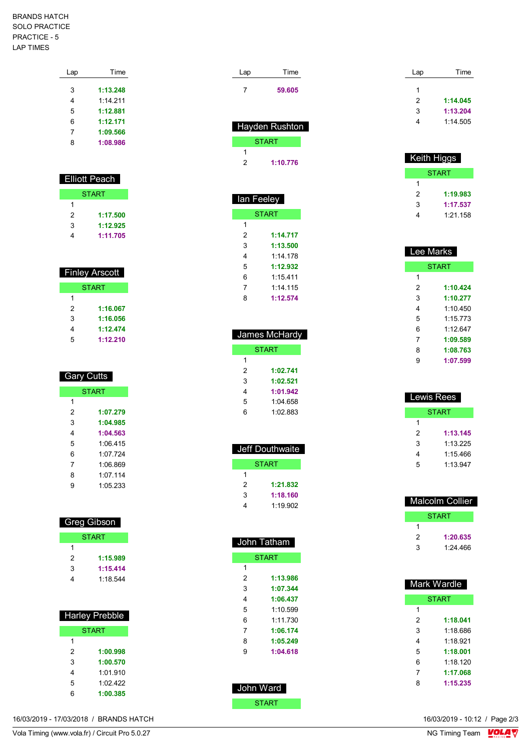BRANDS HATCH
SOLO PRACTICE
PRACTICE - 5
LAP TIMES

| Lap | Time |
|---|---|
| 3 | **1:13.248** |
| 4 | 1:14.211 |
| 5 | **1:12.881** |
| 6 | **1:12.171** |
| 7 | **1:09.566** |
| 8 | **1:08.986** |

### Elliott Peach

| Lap | Time |
|---|---|
| START | |
| 1 | |
| 2 | **1:17.500** |
| 3 | **1:12.925** |
| 4 | **1:11.705** |

### Finley Arscott

| Lap | Time |
|---|---|
| START | |
| 1 | |
| 2 | **1:16.067** |
| 3 | **1:16.056** |
| 4 | **1:12.474** |
| 5 | **1:12.210** |

### Gary Cutts

| Lap | Time |
|---|---|
| START | |
| 1 | |
| 2 | **1:07.279** |
| 3 | **1:04.985** |
| 4 | **1:04.563** |
| 5 | 1:06.415 |
| 6 | 1:07.724 |
| 7 | 1:06.869 |
| 8 | 1:07.114 |
| 9 | 1:05.233 |

### Greg Gibson

| Lap | Time |
|---|---|
| START | |
| 1 | |
| 2 | **1:15.989** |
| 3 | **1:15.414** |
| 4 | 1:18.544 |

### Harley Prebble

| Lap | Time |
|---|---|
| START | |
| 1 | |
| 2 | **1:00.998** |
| 3 | **1:00.570** |
| 4 | 1:01.910 |
| 5 | 1:02.422 |
| 6 | **1:00.385** |

| Lap | Time |
|---|---|
| 7 | **59.605** |

### Hayden Rushton

| Lap | Time |
|---|---|
| START | |
| 1 | |
| 2 | **1:10.776** |

### Ian Feeley

| Lap | Time |
|---|---|
| START | |
| 1 | |
| 2 | **1:14.717** |
| 3 | **1:13.500** |
| 4 | 1:14.178 |
| 5 | **1:12.932** |
| 6 | 1:15.411 |
| 7 | 1:14.115 |
| 8 | **1:12.574** |

### James McHardy

| Lap | Time |
|---|---|
| START | |
| 1 | |
| 2 | **1:02.741** |
| 3 | **1:02.521** |
| 4 | **1:01.942** |
| 5 | 1:04.658 |
| 6 | 1:02.883 |

### Jeff Douthwaite

| Lap | Time |
|---|---|
| START | |
| 1 | |
| 2 | **1:21.832** |
| 3 | **1:18.160** |
| 4 | 1:19.902 |

### John Tatham

| Lap | Time |
|---|---|
| START | |
| 1 | |
| 2 | **1:13.986** |
| 3 | **1:07.344** |
| 4 | **1:06.437** |
| 5 | 1:10.599 |
| 6 | 1:11.730 |
| 7 | **1:06.174** |
| 8 | **1:05.249** |
| 9 | **1:04.618** |

### John Ward

| Lap | Time |
|---|---|
| START | |

| Lap | Time |
|---|---|
| 1 | |
| 2 | **1:14.045** |
| 3 | **1:13.204** |
| 4 | 1:14.505 |

### Keith Higgs

| Lap | Time |
|---|---|
| START | |
| 1 | |
| 2 | **1:19.983** |
| 3 | **1:17.537** |
| 4 | 1:21.158 |

### Lee Marks

| Lap | Time |
|---|---|
| START | |
| 1 | |
| 2 | **1:10.424** |
| 3 | **1:10.277** |
| 4 | 1:10.450 |
| 5 | 1:15.773 |
| 6 | 1:12.647 |
| 7 | **1:09.589** |
| 8 | **1:08.763** |
| 9 | **1:07.599** |

### Lewis Rees

| Lap | Time |
|---|---|
| START | |
| 1 | |
| 2 | **1:13.145** |
| 3 | 1:13.225 |
| 4 | 1:15.466 |
| 5 | 1:13.947 |

### Malcolm Collier

| Lap | Time |
|---|---|
| START | |
| 1 | |
| 2 | **1:20.635** |
| 3 | 1:24.466 |

### Mark Wardle

| Lap | Time |
|---|---|
| START | |
| 1 | |
| 2 | **1:18.041** |
| 3 | 1:18.686 |
| 4 | 1:18.921 |
| 5 | **1:18.001** |
| 6 | 1:18.120 |
| 7 | **1:17.068** |
| 8 | **1:15.235** |

16/03/2019 - 17/03/2018 / BRANDS HATCH

Vola Timing (www.vola.fr) / Circuit Pro 5.0.27

16/03/2019 - 10:12

NG Timing Team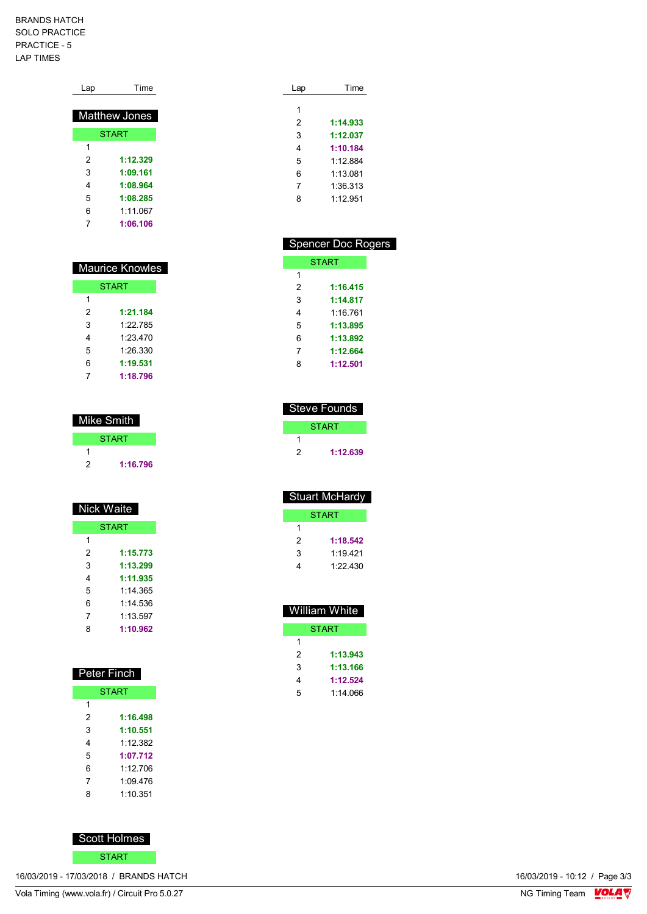BRANDS HATCH
SOLO PRACTICE
PRACTICE - 5
LAP TIMES

## Matthew Jones

| Lap | Time |
|---|---|
| START | |
| 1 | |
| 2 | **1:12.329** |
| 3 | **1:09.161** |
| 4 | **1:08.964** |
| 5 | **1:08.285** |
| 6 | 1:11.067 |
| 7 | **1:06.106** |

## Maurice Knowles

| Lap | Time |
|---|---|
| START | |
| 1 | |
| 2 | **1:21.184** |
| 3 | 1:22.785 |
| 4 | 1:23.470 |
| 5 | 1:26.330 |
| 6 | **1:19.531** |
| 7 | **1:18.796** |

## Mike Smith

| Lap | Time |
|---|---|
| START | |
| 1 | |
| 2 | **1:16.796** |

## Nick Waite

| Lap | Time |
|---|---|
| START | |
| 1 | |
| 2 | **1:15.773** |
| 3 | **1:13.299** |
| 4 | **1:11.935** |
| 5 | 1:14.365 |
| 6 | 1:14.536 |
| 7 | 1:13.597 |
| 8 | **1:10.962** |

## Peter Finch

| Lap | Time |
|---|---|
| START | |
| 1 | |
| 2 | **1:16.498** |
| 3 | **1:10.551** |
| 4 | 1:12.382 |
| 5 | **1:07.712** |
| 6 | 1:12.706 |
| 7 | 1:09.476 |
| 8 | 1:10.351 |

## Scott Holmes

| Lap | Time |
|---|---|
| START | |
| 1 | |
| 2 | **1:14.933** |
| 3 | **1:12.037** |
| 4 | **1:10.184** |
| 5 | 1:12.884 |
| 6 | 1:13.081 |
| 7 | 1:36.313 |
| 8 | 1:12.951 |

## Spencer Doc Rogers

| Lap | Time |
|---|---|
| START | |
| 1 | |
| 2 | **1:16.415** |
| 3 | **1:14.817** |
| 4 | 1:16.761 |
| 5 | **1:13.895** |
| 6 | **1:13.892** |
| 7 | **1:12.664** |
| 8 | **1:12.501** |

## Steve Founds

| Lap | Time |
|---|---|
| START | |
| 1 | |
| 2 | **1:12.639** |

## Stuart McHardy

| Lap | Time |
|---|---|
| START | |
| 1 | |
| 2 | **1:18.542** |
| 3 | 1:19.421 |
| 4 | 1:22.430 |

## William White

| Lap | Time |
|---|---|
| START | |
| 1 | |
| 2 | **1:13.943** |
| 3 | **1:13.166** |
| 4 | **1:12.524** |
| 5 | 1:14.066 |

16/03/2019 - 17/03/2018 / BRANDS HATCH
Vola Timing (www.vola.fr) / Circuit Pro 5.0.27
16/03/2019 - 10:12
NG Timing Team